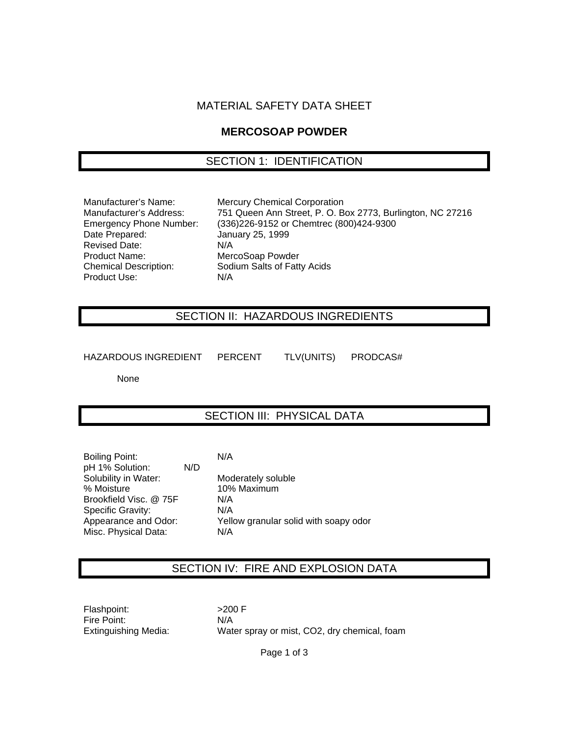# MATERIAL SAFETY DATA SHEET

## MERCOSOAP POWDER

## SECTION 1: IDENTIFICATION

Manufacturer's Name: Mercury Chemical Corporation
Manufacturer's Address: 751 Queen Ann Street, P. O. Box 2773, Burlington, NC 27216
Emergency Phone Number: (336)226-9152 or Chemtrec (800)424-9300
Date Prepared: January 25, 1999
Revised Date: N/A
Product Name: MercoSoap Powder
Chemical Description: Sodium Salts of Fatty Acids
Product Use: N/A

## SECTION II: HAZARDOUS INGREDIENTS

| HAZARDOUS INGREDIENT | PERCENT | TLV(UNITS) | PRODCAS# |
|---|---|---|---|
| None | | | |

## SECTION III: PHYSICAL DATA

Boiling Point: N/A
pH 1% Solution: N/D
Solubility in Water: Moderately soluble
% Moisture 10% Maximum
Brookfield Visc. @ 75F N/A
Specific Gravity: N/A
Appearance and Odor: Yellow granular solid with soapy odor
Misc. Physical Data: N/A

## SECTION IV: FIRE AND EXPLOSION DATA

Flashpoint: >200 F
Fire Point: N/A
Extinguishing Media: Water spray or mist, CO2, dry chemical, foam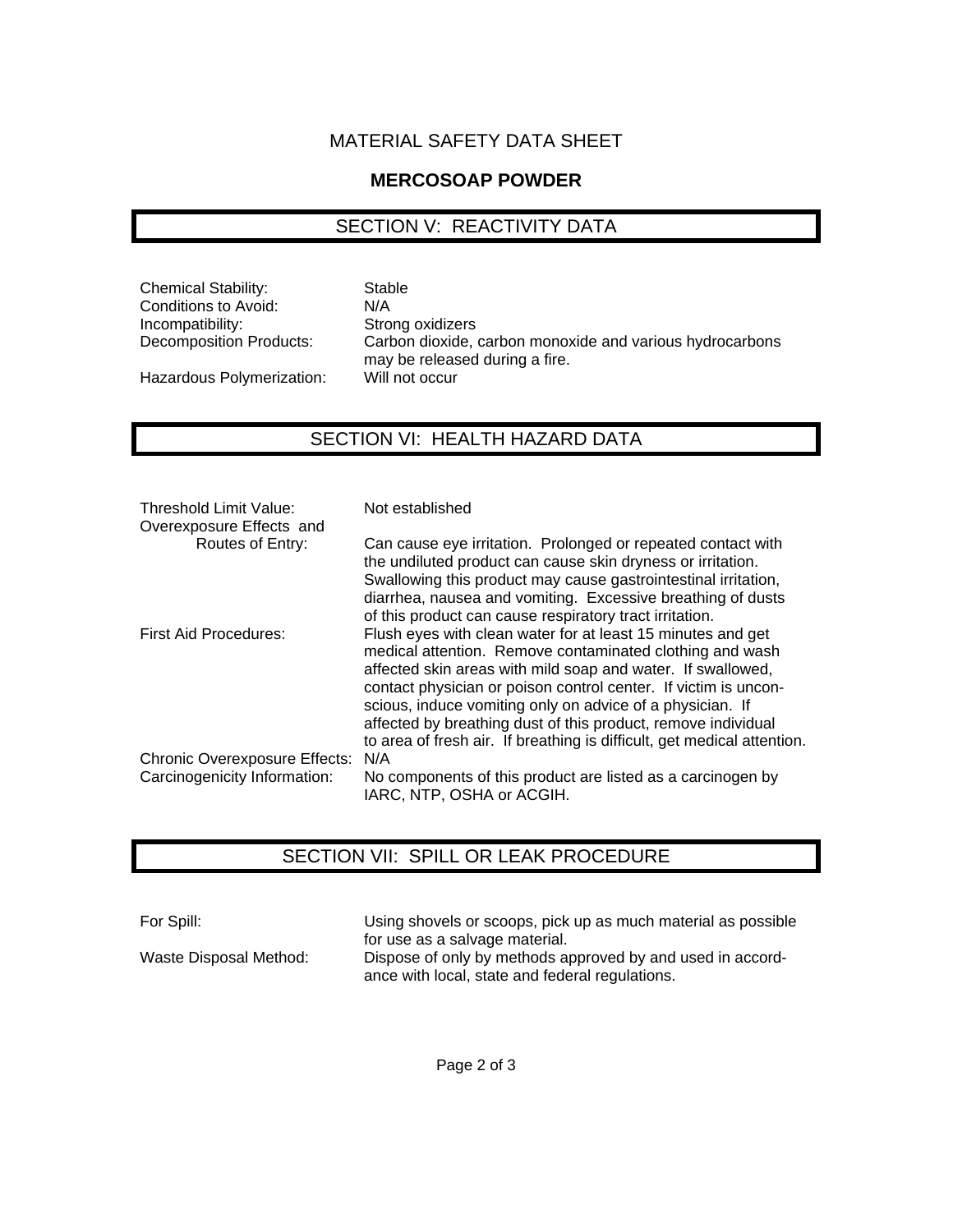# MATERIAL SAFETY DATA SHEET

## MERCOSOAP POWDER

## SECTION V: REACTIVITY DATA

| | |
|---|---|
| Chemical Stability: | Stable |
| Conditions to Avoid: | N/A |
| Incompatibility: | Strong oxidizers |
| Decomposition Products: | Carbon dioxide, carbon monoxide and various hydrocarbons may be released during a fire. |
| Hazardous Polymerization: | Will not occur |

## SECTION VI: HEALTH HAZARD DATA

| | |
|---|---|
| Threshold Limit Value: | Not established |
| Overexposure Effects and Routes of Entry: | Can cause eye irritation. Prolonged or repeated contact with the undiluted product can cause skin dryness or irritation. Swallowing this product may cause gastrointestinal irritation, diarrhea, nausea and vomiting. Excessive breathing of dusts of this product can cause respiratory tract irritation. |
| First Aid Procedures: | Flush eyes with clean water for at least 15 minutes and get medical attention. Remove contaminated clothing and wash affected skin areas with mild soap and water. If swallowed, contact physician or poison control center. If victim is unconscious, induce vomiting only on advice of a physician. If affected by breathing dust of this product, remove individual to area of fresh air. If breathing is difficult, get medical attention. |
| Chronic Overexposure Effects: | N/A |
| Carcinogenicity Information: | No components of this product are listed as a carcinogen by IARC, NTP, OSHA or ACGIH. |

## SECTION VII: SPILL OR LEAK PROCEDURE

| | |
|---|---|
| For Spill: | Using shovels or scoops, pick up as much material as possible for use as a salvage material. |
| Waste Disposal Method: | Dispose of only by methods approved by and used in accordance with local, state and federal regulations. |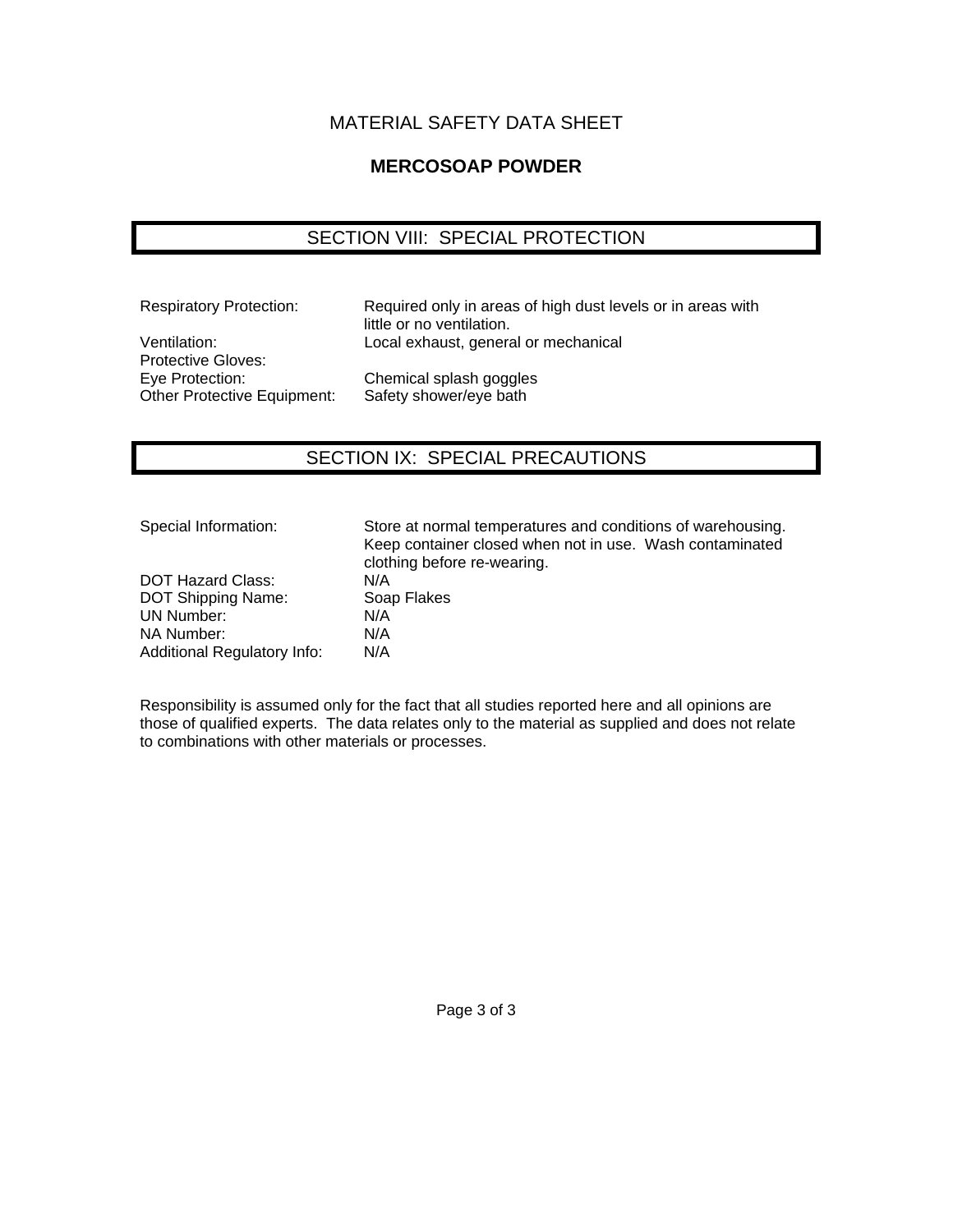MATERIAL SAFETY DATA SHEET

**MERCOSOAP POWDER**

## SECTION VIII: SPECIAL PROTECTION

| | |
|---|---|
| Respiratory Protection: | Required only in areas of high dust levels or in areas with little or no ventilation. |
| Ventilation: | Local exhaust, general or mechanical |
| Protective Gloves: | |
| Eye Protection: | Chemical splash goggles |
| Other Protective Equipment: | Safety shower/eye bath |

## SECTION IX: SPECIAL PRECAUTIONS

| | |
|---|---|
| Special Information: | Store at normal temperatures and conditions of warehousing. Keep container closed when not in use. Wash contaminated clothing before re-wearing. |
| DOT Hazard Class: | N/A |
| DOT Shipping Name: | Soap Flakes |
| UN Number: | N/A |
| NA Number: | N/A |
| Additional Regulatory Info: | N/A |

Responsibility is assumed only for the fact that all studies reported here and all opinions are those of qualified experts. The data relates only to the material as supplied and does not relate to combinations with other materials or processes.